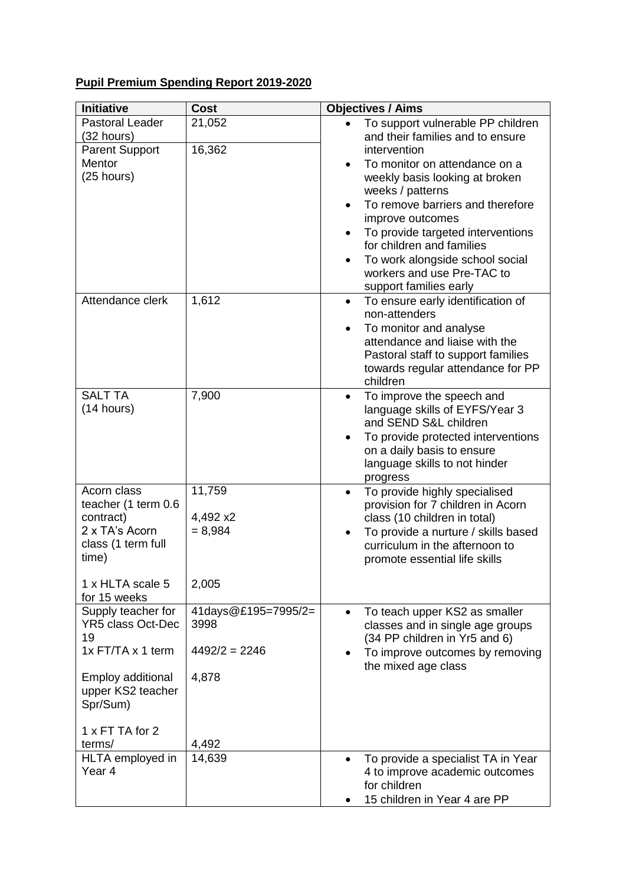**Pupil Premium Spending Report 2019-2020**

| Initiative | Cost | Objectives / Aims |
|---|---|---|
| Pastoral Leader (32 hours)<br>Parent Support Mentor (25 hours) | 21,052<br>16,362 | • To support vulnerable PP children and their families and to ensure intervention<br>• To monitor on attendance on a weekly basis looking at broken weeks / patterns<br>• To remove barriers and therefore improve outcomes<br>• To provide targeted interventions for children and families<br>• To work alongside school social workers and use Pre-TAC to support families early |
| Attendance clerk | 1,612 | • To ensure early identification of non-attenders<br>• To monitor and analyse attendance and liaise with the Pastoral staff to support families towards regular attendance for PP children |
| SALT TA (14 hours) | 7,900 | • To improve the speech and language skills of EYFS/Year 3 and SEND S&L children<br>• To provide protected interventions on a daily basis to ensure language skills to not hinder progress |
| Acorn class teacher (1 term 0.6 contract)<br>2 x TA's Acorn class (1 term full time)<br><br>1 x HLTA scale 5 for 15 weeks | 11,759<br>4,492 x2 = 8,984<br><br>2,005 | • To provide highly specialised provision for 7 children in Acorn class (10 children in total)<br>• To provide a nurture / skills based curriculum in the afternoon to promote essential life skills |
| Supply teacher for YR5 class Oct-Dec 19<br>1x FT/TA x 1 term<br><br>Employ additional upper KS2 teacher Spr/Sum)<br><br>1 x FT TA for 2 terms/ | 41days@£195=7995/2= 3998<br>4492/2 = 2246<br><br>4,878<br><br>4,492 | • To teach upper KS2 as smaller classes and in single age groups (34 PP children in Yr5 and 6)<br>• To improve outcomes by removing the mixed age class |
| HLTA employed in Year 4 | 14,639 | • To provide a specialist TA in Year 4 to improve academic outcomes for children<br>• 15 children in Year 4 are PP |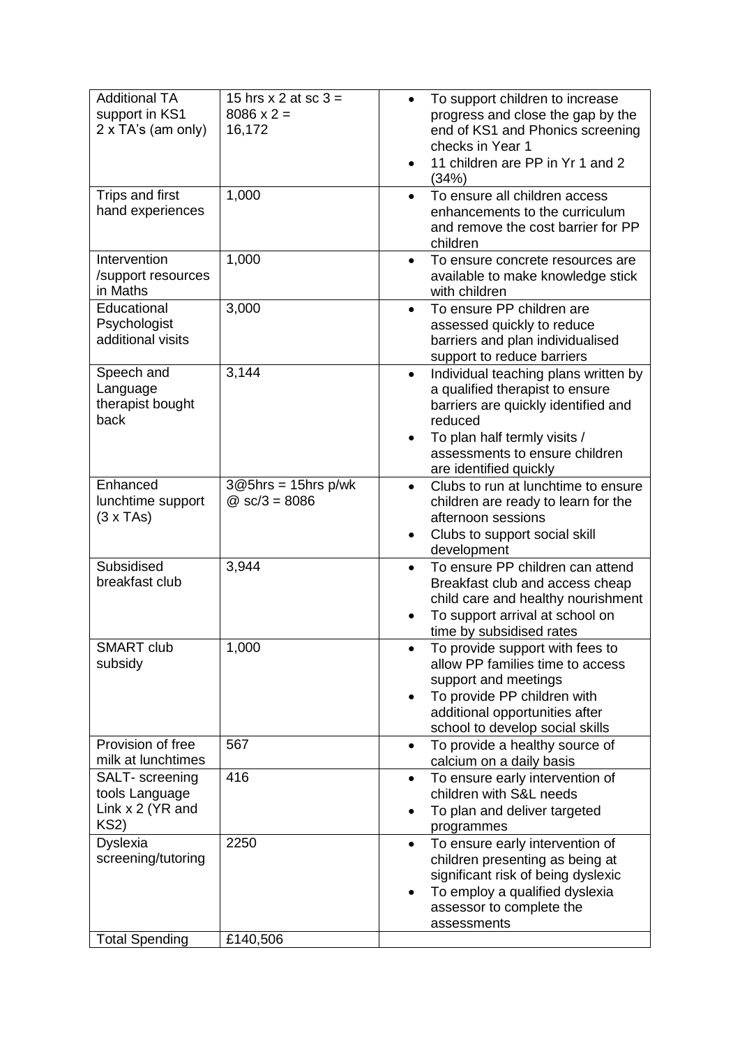| | | |
|---|---|---|
| Additional TA support in KS1 2 x TA's (am only) | 15 hrs x 2 at sc 3 = 8086 x 2 = 16,172 | • To support children to increase progress and close the gap by the end of KS1 and Phonics screening checks in Year 1<br>• 11 children are PP in Yr 1 and 2 (34%) |
| Trips and first hand experiences | 1,000 | • To ensure all children access enhancements to the curriculum and remove the cost barrier for PP children |
| Intervention /support resources in Maths | 1,000 | • To ensure concrete resources are available to make knowledge stick with children |
| Educational Psychologist additional visits | 3,000 | • To ensure PP children are assessed quickly to reduce barriers and plan individualised support to reduce barriers |
| Speech and Language therapist bought back | 3,144 | • Individual teaching plans written by a qualified therapist to ensure barriers are quickly identified and reduced<br>• To plan half termly visits / assessments to ensure children are identified quickly |
| Enhanced lunchtime support (3 x TAs) | 3@5hrs = 15hrs p/wk @ sc/3 = 8086 | • Clubs to run at lunchtime to ensure children are ready to learn for the afternoon sessions<br>• Clubs to support social skill development |
| Subsidised breakfast club | 3,944 | • To ensure PP children can attend Breakfast club and access cheap child care and healthy nourishment<br>• To support arrival at school on time by subsidised rates |
| SMART club subsidy | 1,000 | • To provide support with fees to allow PP families time to access support and meetings<br>• To provide PP children with additional opportunities after school to develop social skills |
| Provision of free milk at lunchtimes | 567 | • To provide a healthy source of calcium on a daily basis |
| SALT- screening tools Language Link x 2 (YR and KS2) | 416 | • To ensure early intervention of children with S&L needs<br>• To plan and deliver targeted programmes |
| Dyslexia screening/tutoring | 2250 | • To ensure early intervention of children presenting as being at significant risk of being dyslexic<br>• To employ a qualified dyslexia assessor to complete the assessments |
| Total Spending | £140,506 | |